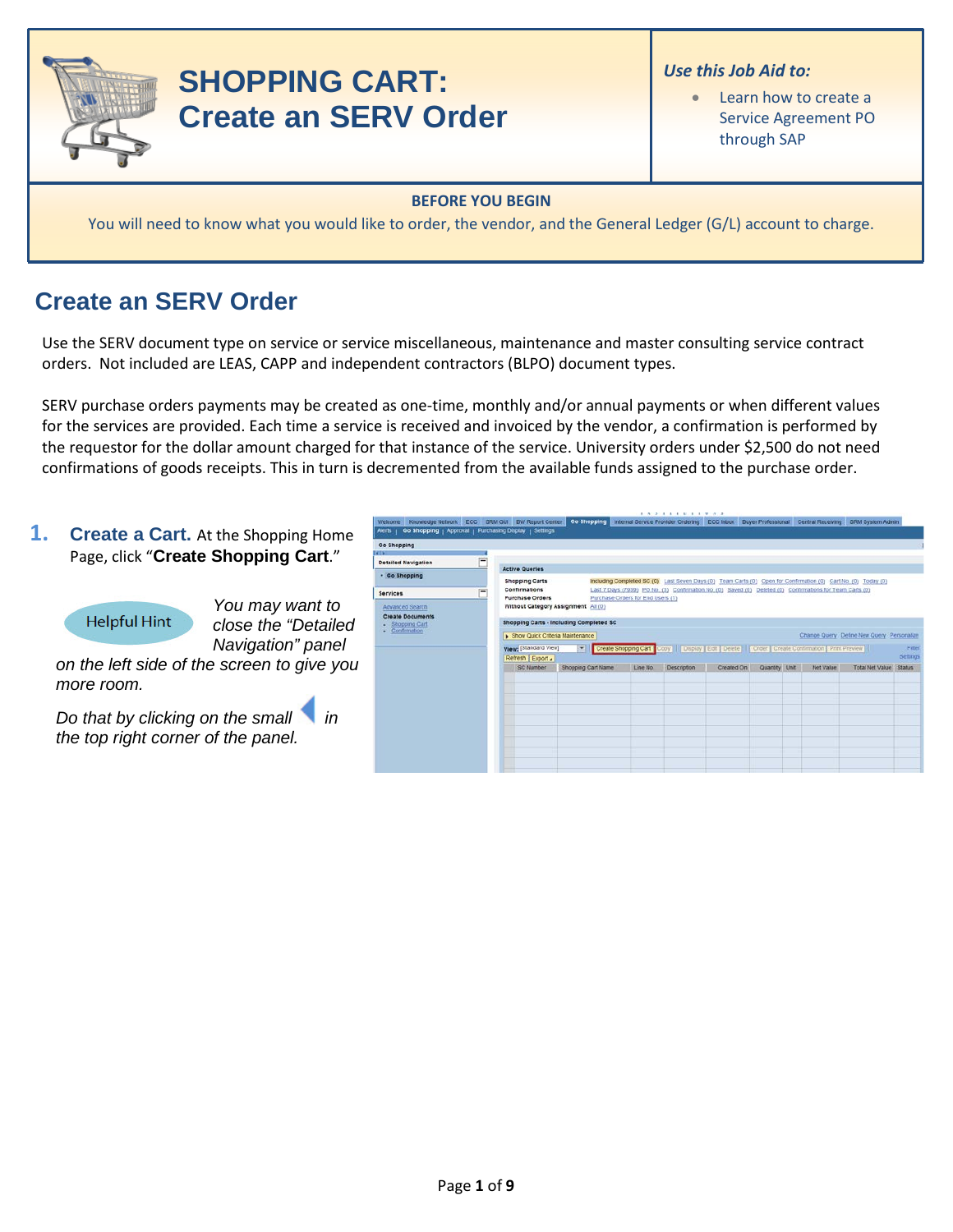# SHOPPING CART: Create an SERV Order

***Use this Job Aid to:***

- Learn how to create a Service Agreement PO through SAP

**BEFORE YOU BEGIN**

You will need to know what you would like to order, the vendor, and the General Ledger (G/L) account to charge.

## Create an SERV Order

Use the SERV document type on service or service miscellaneous, maintenance and master consulting service contract orders. Not included are LEAS, CAPP and independent contractors (BLPO) document types.

SERV purchase orders payments may be created as one-time, monthly and/or annual payments or when different values for the services are provided. Each time a service is received and invoiced by the vendor, a confirmation is performed by the requestor for the dollar amount charged for that instance of the service. University orders under $2,500 do not need confirmations of goods receipts. This in turn is decremented from the available funds assigned to the purchase order.

**1. Create a Cart.** At the Shopping Home Page, click "**Create Shopping Cart**."

Helpful Hint

*You may want to close the "Detailed Navigation" panel on the left side of the screen to give you more room.*

*Do that by clicking on the small ◀ in the top right corner of the panel.*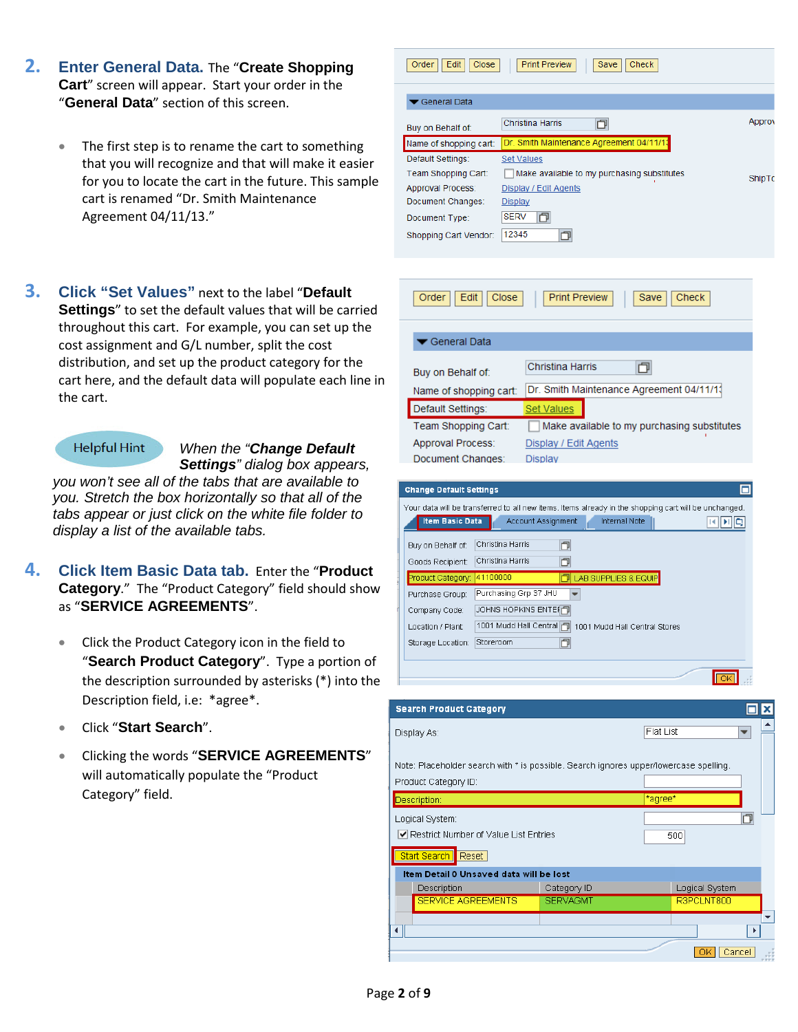## 2. Enter General Data.

The "**Create Shopping Cart**" screen will appear. Start your order in the "**General Data**" section of this screen.

- The first step is to rename the cart to something that you will recognize and that will make it easier for you to locate the cart in the future. This sample cart is renamed "Dr. Smith Maintenance Agreement 04/11/13."

## 3. Click "Set Values"

next to the label "**Default Settings**" to set the default values that will be carried throughout this cart. For example, you can set up the cost assignment and G/L number, split the cost distribution, and set up the product category for the cart here, and the default data will populate each line in the cart.

Helpful Hint *When the "**Change Default Settings**" dialog box appears, you won't see all of the tabs that are available to you. Stretch the box horizontally so that all of the tabs appear or just click on the white file folder to display a list of the available tabs.*

## 4. Click Item Basic Data tab.

Enter the "**Product Category**." The "Product Category" field should show as "**SERVICE AGREEMENTS**".

- Click the Product Category icon in the field to "**Search Product Category**". Type a portion of the description surrounded by asterisks (*) into the Description field, i.e: *agree*.
- Click "**Start Search**".
- Clicking the words "**SERVICE AGREEMENTS**" will automatically populate the "Product Category" field.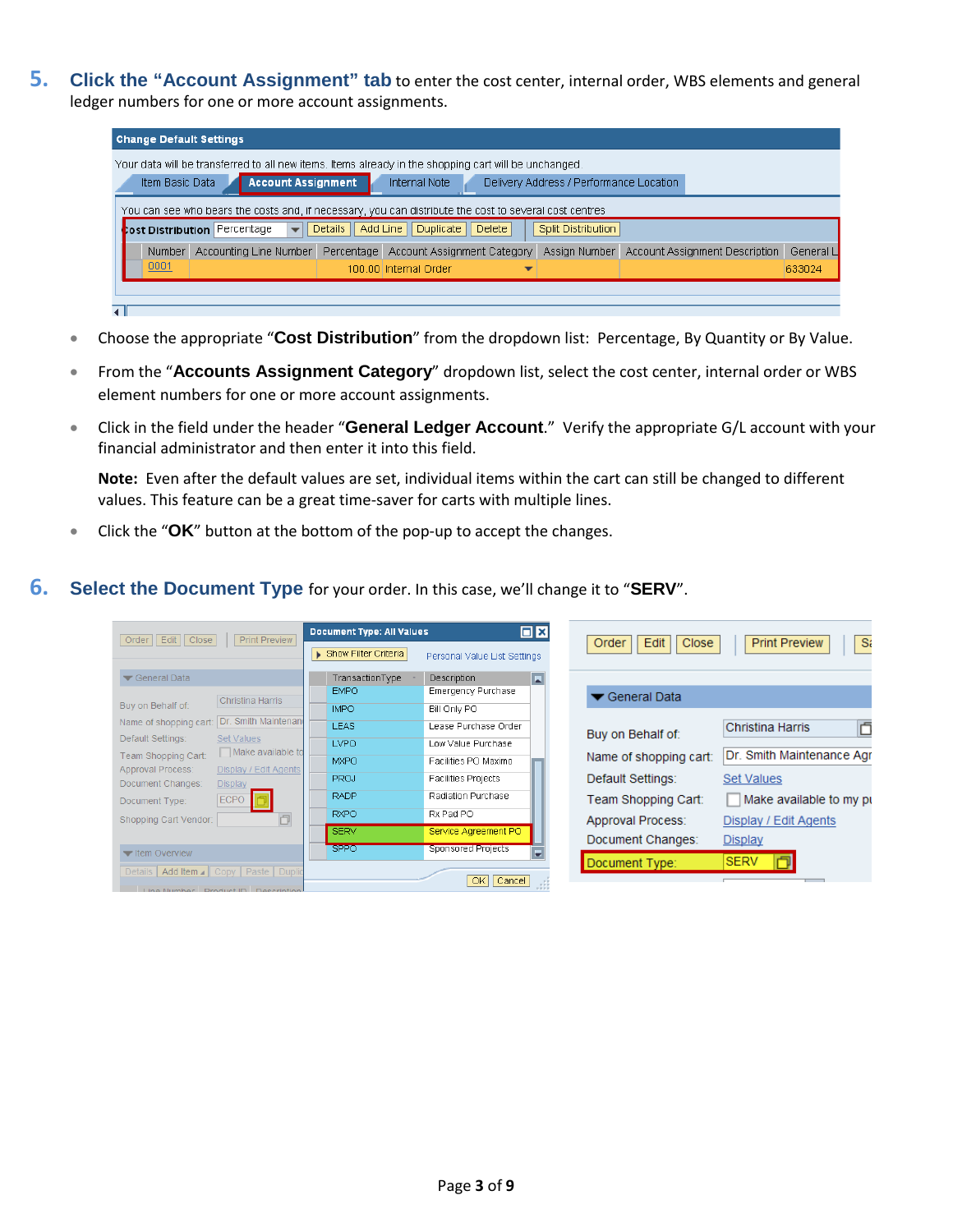5. **Click the "Account Assignment" tab** to enter the cost center, internal order, WBS elements and general ledger numbers for one or more account assignments.

- Choose the appropriate "**Cost Distribution**" from the dropdown list: Percentage, By Quantity or By Value.
- From the "**Accounts Assignment Category**" dropdown list, select the cost center, internal order or WBS element numbers for one or more account assignments.
- Click in the field under the header "**General Ledger Account**." Verify the appropriate G/L account with your financial administrator and then enter it into this field.

  **Note:** Even after the default values are set, individual items within the cart can still be changed to different values. This feature can be a great time-saver for carts with multiple lines.

- Click the "**OK**" button at the bottom of the pop-up to accept the changes.

6. **Select the Document Type** for your order. In this case, we'll change it to "**SERV**".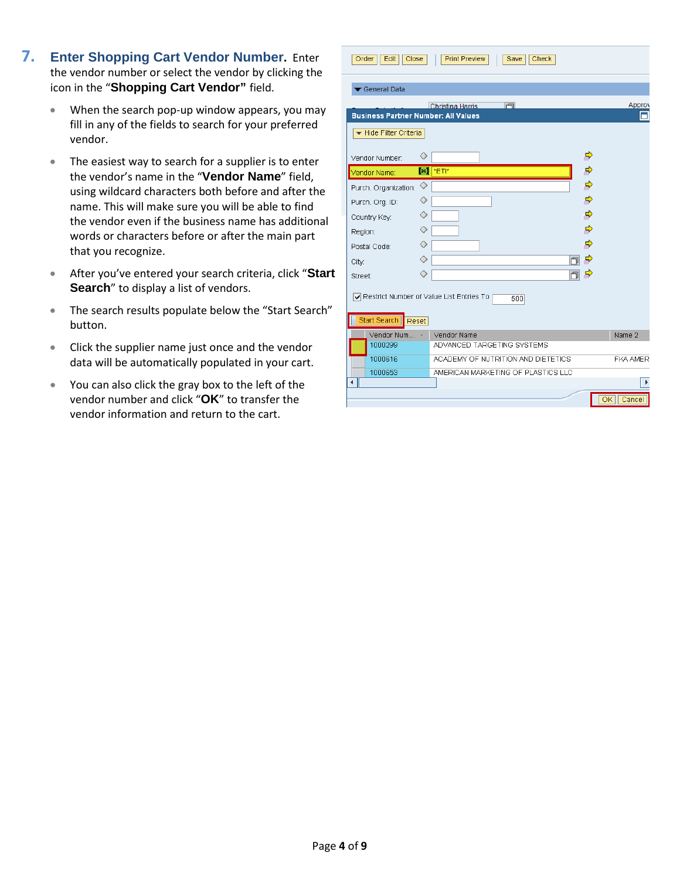## 7. Enter Shopping Cart Vendor Number.

Enter the vendor number or select the vendor by clicking the icon in the "**Shopping Cart Vendor"** field.

- When the search pop-up window appears, you may fill in any of the fields to search for your preferred vendor.
- The easiest way to search for a supplier is to enter the vendor's name in the "**Vendor Name**" field, using wildcard characters both before and after the name. This will make sure you will be able to find the vendor even if the business name has additional words or characters before or after the main part that you recognize.
- After you've entered your search criteria, click "**Start Search**" to display a list of vendors.
- The search results populate below the "Start Search" button.
- Click the supplier name just once and the vendor data will be automatically populated in your cart.
- You can also click the gray box to the left of the vendor number and click "**OK**" to transfer the vendor information and return to the cart.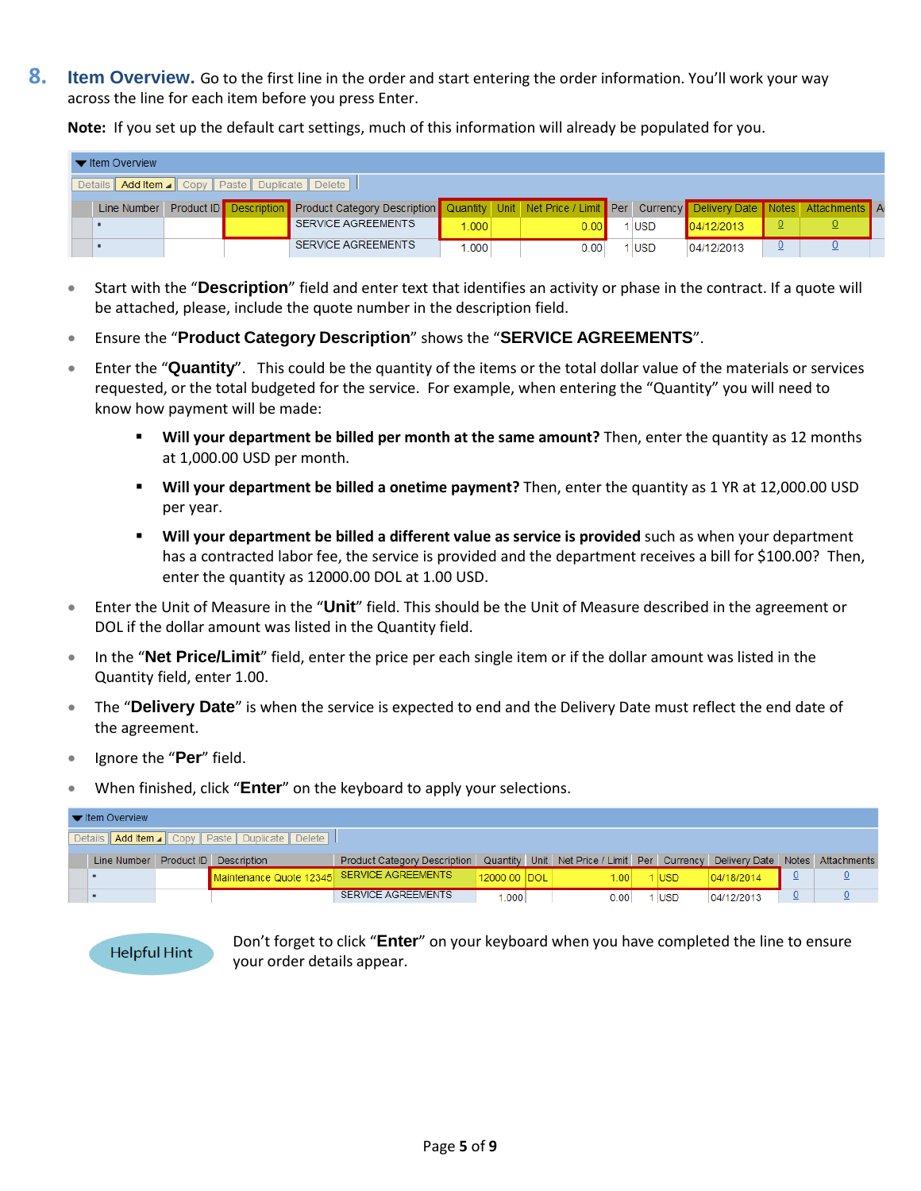## 8. Item Overview.

Go to the first line in the order and start entering the order information. You'll work your way across the line for each item before you press Enter.

**Note:** If you set up the default cart settings, much of this information will already be populated for you.

▼ Item Overview

Details | Add Item | Copy | Paste | Duplicate | Delete

| | Line Number | Product ID | Description | Product Category Description | Quantity | Unit | Net Price / Limit | Per | Currency | Delivery Date | Notes | Attachments | A |
|---|---|---|---|---|---|---|---|---|---|---|---|---|---|
| | ▪ | | | SERVICE AGREEMENTS | 1.000 | | 0.00 | 1 | USD | 04/12/2013 | 0 | 0 | |
| | ▪ | | | SERVICE AGREEMENTS | 1.000 | | 0.00 | 1 | USD | 04/12/2013 | 0 | 0 | |

- Start with the "**Description**" field and enter text that identifies an activity or phase in the contract. If a quote will be attached, please, include the quote number in the description field.
- Ensure the "**Product Category Description**" shows the "**SERVICE AGREEMENTS**".
- Enter the "**Quantity**". This could be the quantity of the items or the total dollar value of the materials or services requested, or the total budgeted for the service. For example, when entering the "Quantity" you will need to know how payment will be made:
  - **Will your department be billed per month at the same amount?** Then, enter the quantity as 12 months at 1,000.00 USD per month.
  - **Will your department be billed a onetime payment?** Then, enter the quantity as 1 YR at 12,000.00 USD per year.
  - **Will your department be billed a different value as service is provided** such as when your department has a contracted labor fee, the service is provided and the department receives a bill for $100.00? Then, enter the quantity as 12000.00 DOL at 1.00 USD.
- Enter the Unit of Measure in the "**Unit**" field. This should be the Unit of Measure described in the agreement or DOL if the dollar amount was listed in the Quantity field.
- In the "**Net Price/Limit**" field, enter the price per each single item or if the dollar amount was listed in the Quantity field, enter 1.00.
- The "**Delivery Date**" is when the service is expected to end and the Delivery Date must reflect the end date of the agreement.
- Ignore the "**Per**" field.
- When finished, click "**Enter**" on the keyboard to apply your selections.

▼ Item Overview

Details | Add Item | Copy | Paste | Duplicate | Delete

| | Line Number | Product ID | Description | Product Category Description | Quantity | Unit | Net Price / Limit | Per | Currency | Delivery Date | Notes | Attachments |
|---|---|---|---|---|---|---|---|---|---|---|---|---|
| | ▪ | | Maintenance Quote 12345 | SERVICE AGREEMENTS | 12000.00 | DOL | 1.00 | 1 | USD | 04/18/2014 | 0 | 0 |
| | ▪ | | | SERVICE AGREEMENTS | 1.000 | | 0.00 | 1 | USD | 04/12/2013 | 0 | 0 |

Helpful Hint

Don't forget to click "**Enter**" on your keyboard when you have completed the line to ensure your order details appear.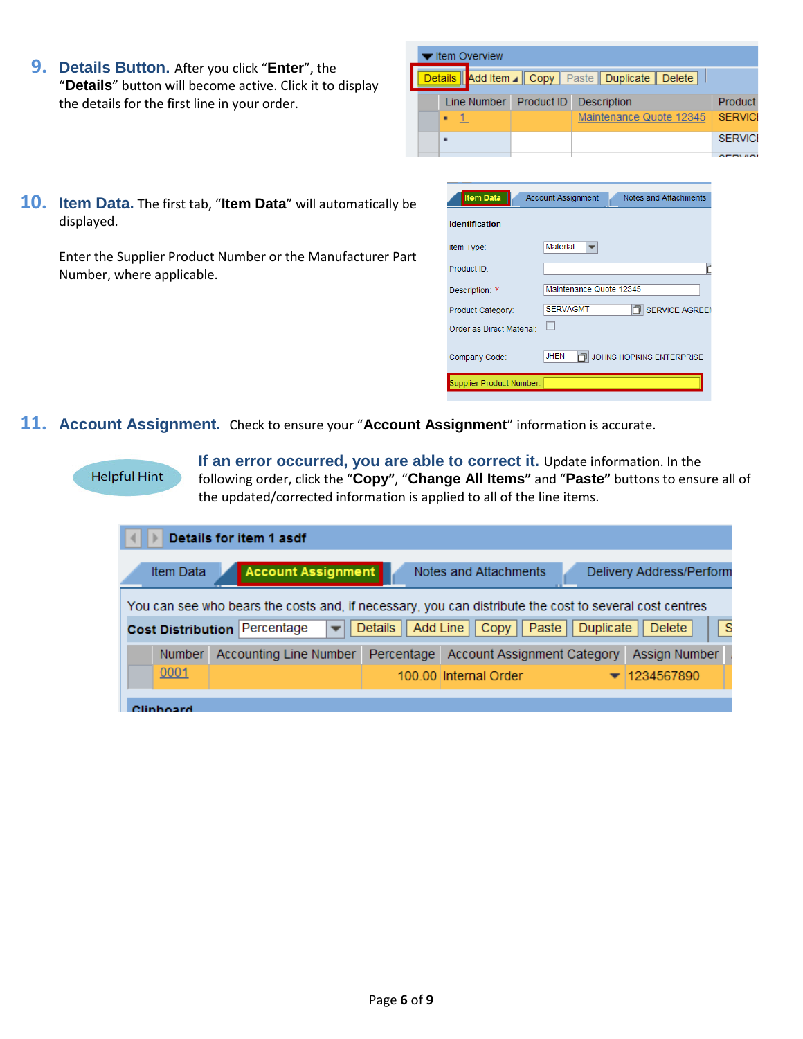9. **Details Button.** After you click "**Enter**", the "**Details**" button will become active. Click it to display the details for the first line in your order.

10. **Item Data.** The first tab, "**Item Data**" will automatically be displayed.

    Enter the Supplier Product Number or the Manufacturer Part Number, where applicable.

11. **Account Assignment.** Check to ensure your "**Account Assignment**" information is accurate.

Helpful Hint

**If an error occurred, you are able to correct it.** Update information. In the following order, click the "**Copy**", "**Change All Items**" and "**Paste**" buttons to ensure all of the updated/corrected information is applied to all of the line items.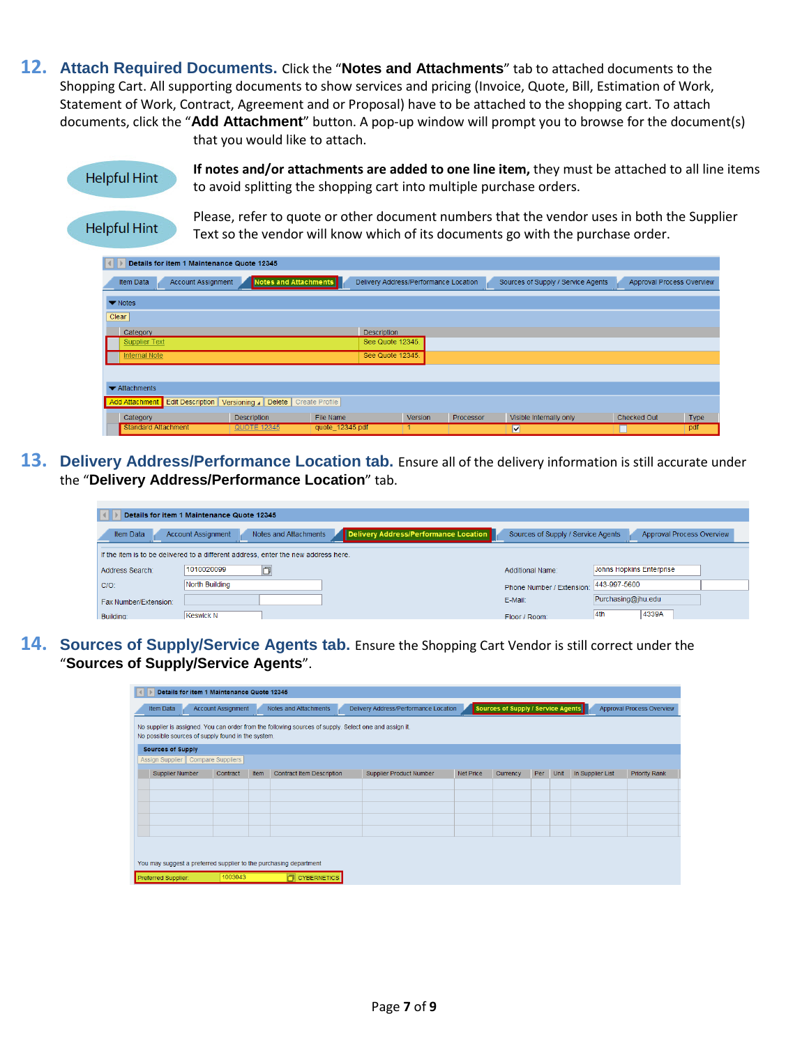## 12. Attach Required Documents.

Click the "**Notes and Attachments**" tab to attached documents to the Shopping Cart. All supporting documents to show services and pricing (Invoice, Quote, Bill, Estimation of Work, Statement of Work, Contract, Agreement and or Proposal) have to be attached to the shopping cart. To attach documents, click the "**Add Attachment**" button. A pop-up window will prompt you to browse for the document(s) that you would like to attach.

Helpful Hint

**If notes and/or attachments are added to one line item,** they must be attached to all line items to avoid splitting the shopping cart into multiple purchase orders.

Helpful Hint

Please, refer to quote or other document numbers that the vendor uses in both the Supplier Text so the vendor will know which of its documents go with the purchase order.

## 13. Delivery Address/Performance Location tab.

Ensure all of the delivery information is still accurate under the "**Delivery Address/Performance Location**" tab.

## 14. Sources of Supply/Service Agents tab.

Ensure the Shopping Cart Vendor is still correct under the "**Sources of Supply/Service Agents**".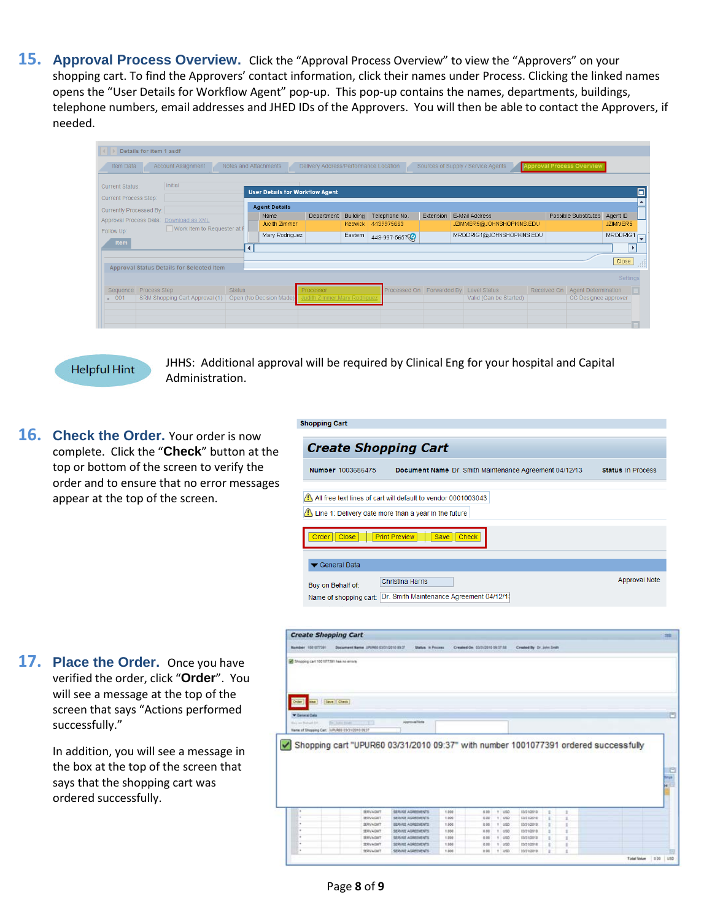## 15. Approval Process Overview.

Click the "Approval Process Overview" to view the "Approvers" on your shopping cart. To find the Approvers' contact information, click their names under Process. Clicking the linked names opens the "User Details for Workflow Agent" pop-up. This pop-up contains the names, departments, buildings, telephone numbers, email addresses and JHED IDs of the Approvers. You will then be able to contact the Approvers, if needed.

**Helpful Hint**

JHHS: Additional approval will be required by Clinical Eng for your hospital and Capital Administration.

## 16. Check the Order.

Your order is now complete. Click the "**Check**" button at the top or bottom of the screen to verify the order and to ensure that no error messages appear at the top of the screen.

## 17. Place the Order.

Once you have verified the order, click "**Order**". You will see a message at the top of the screen that says "Actions performed successfully."

In addition, you will see a message in the box at the top of the screen that says that the shopping cart was ordered successfully.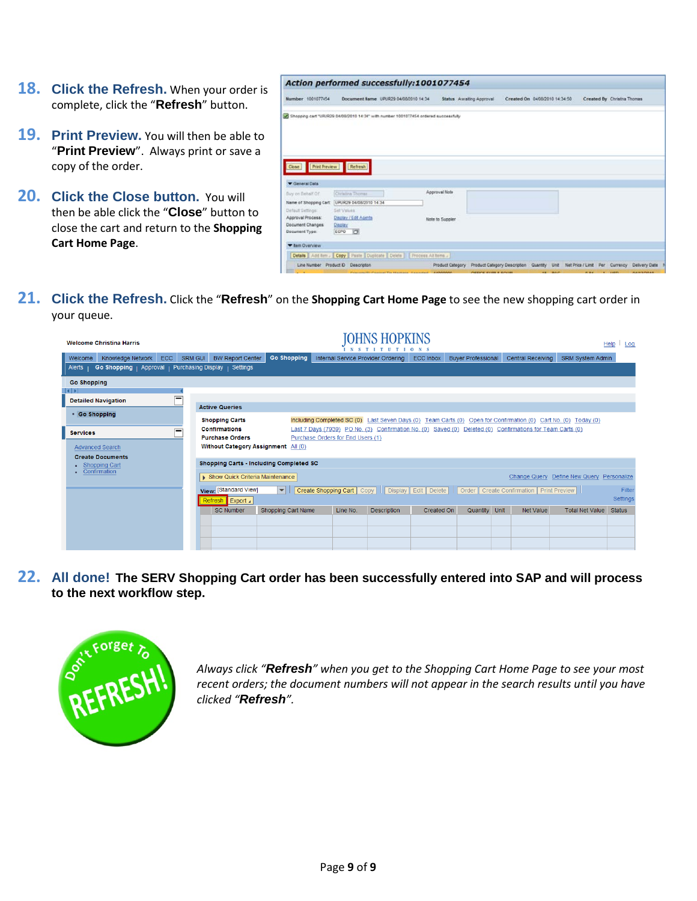**18. Click the Refresh.** When your order is complete, click the "**Refresh**" button.

**19. Print Preview.** You will then be able to "**Print Preview**". Always print or save a copy of the order.

**20. Click the Close button.** You will then be able click the "**Close**" button to close the cart and return to the **Shopping Cart Home Page**.

**21. Click the Refresh.** Click the "**Refresh**" on the **Shopping Cart Home Page** to see the new shopping cart order in your queue.

**22. All done! The SERV Shopping Cart order has been successfully entered into SAP and will process to the next workflow step.**

*Always click "**Refresh**" when you get to the Shopping Cart Home Page to see your most recent orders; the document numbers will not appear in the search results until you have clicked "**Refresh**".*